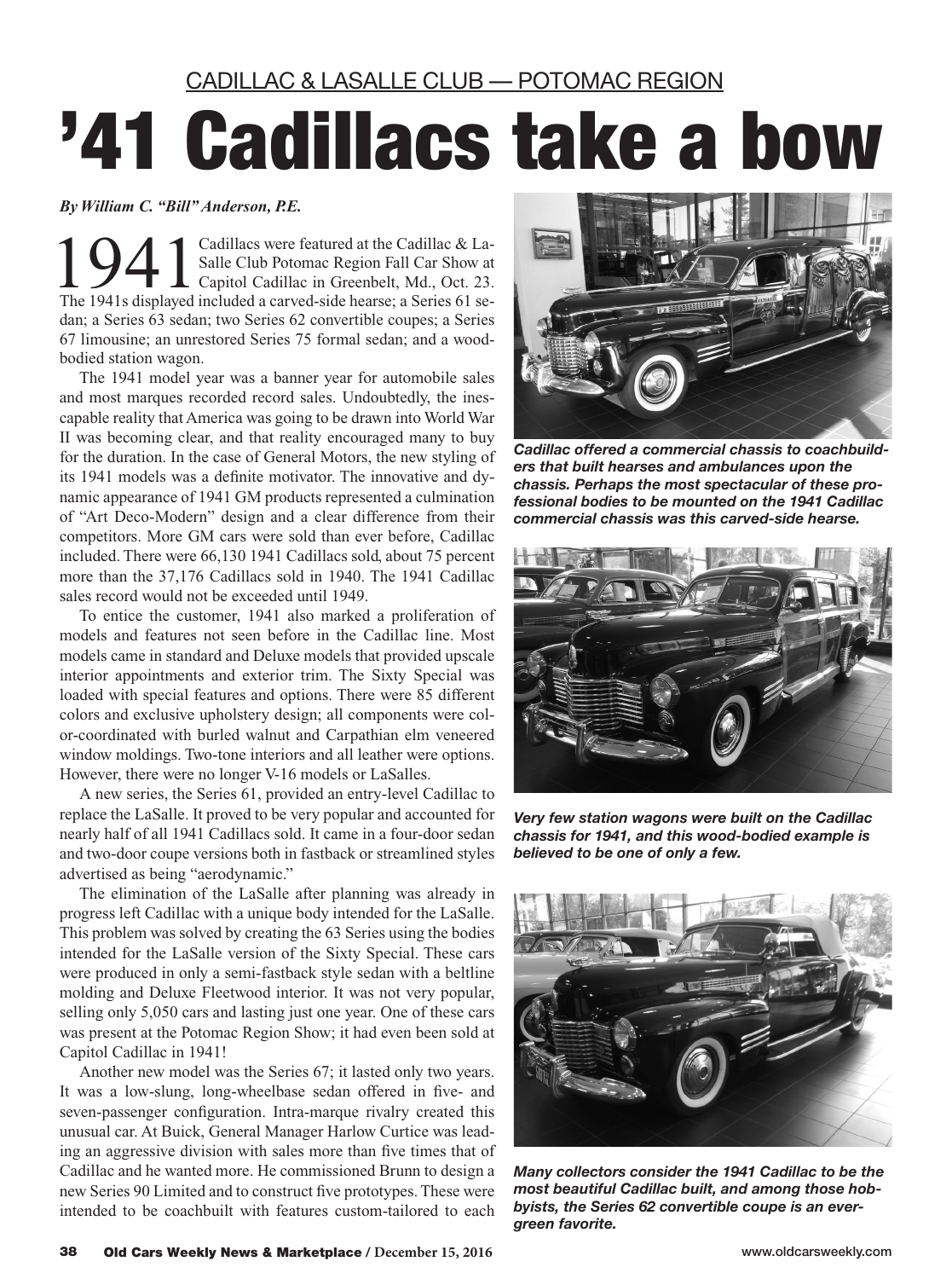CADILLAC & LASALLE CLUB — POTOMAC REGION

# '41 Cadillacs take a bow

*By William C. "Bill" Anderson, P.E.*

1941 Cadillacs were featured at the Cadillac & LaSalle Club Potomac Region Fall Car Show at Capitol Cadillac in Greenbelt, Md., Oct. 23. The 1941s displayed included a carved-side hearse; a Series 61 sedan; a Series 63 sedan; two Series 62 convertible coupes; a Series 67 limousine; an unrestored Series 75 formal sedan; and a wood-bodied station wagon.

The 1941 model year was a banner year for automobile sales and most marques recorded record sales. Undoubtedly, the inescapable reality that America was going to be drawn into World War II was becoming clear, and that reality encouraged many to buy for the duration. In the case of General Motors, the new styling of its 1941 models was a definite motivator. The innovative and dynamic appearance of 1941 GM products represented a culmination of "Art Deco-Modern" design and a clear difference from their competitors. More GM cars were sold than ever before, Cadillac included. There were 66,130 1941 Cadillacs sold, about 75 percent more than the 37,176 Cadillacs sold in 1940. The 1941 Cadillac sales record would not be exceeded until 1949.

To entice the customer, 1941 also marked a proliferation of models and features not seen before in the Cadillac line. Most models came in standard and Deluxe models that provided upscale interior appointments and exterior trim. The Sixty Special was loaded with special features and options. There were 85 different colors and exclusive upholstery design; all components were color-coordinated with burled walnut and Carpathian elm veneered window moldings. Two-tone interiors and all leather were options. However, there were no longer V-16 models or LaSalles.

A new series, the Series 61, provided an entry-level Cadillac to replace the LaSalle. It proved to be very popular and accounted for nearly half of all 1941 Cadillacs sold. It came in a four-door sedan and two-door coupe versions both in fastback or streamlined styles advertised as being "aerodynamic."

The elimination of the LaSalle after planning was already in progress left Cadillac with a unique body intended for the LaSalle. This problem was solved by creating the 63 Series using the bodies intended for the LaSalle version of the Sixty Special. These cars were produced in only a semi-fastback style sedan with a beltline molding and Deluxe Fleetwood interior. It was not very popular, selling only 5,050 cars and lasting just one year. One of these cars was present at the Potomac Region Show; it had even been sold at Capitol Cadillac in 1941!

Another new model was the Series 67; it lasted only two years. It was a low-slung, long-wheelbase sedan offered in five- and seven-passenger configuration. Intra-marque rivalry created this unusual car. At Buick, General Manager Harlow Curtice was leading an aggressive division with sales more than five times that of Cadillac and he wanted more. He commissioned Brunn to design a new Series 90 Limited and to construct five prototypes. These were intended to be coachbuilt with features custom-tailored to each

***Cadillac offered a commercial chassis to coachbuilders that built hearses and ambulances upon the chassis. Perhaps the most spectacular of these professional bodies to be mounted on the 1941 Cadillac commercial chassis was this carved-side hearse.***

***Very few station wagons were built on the Cadillac chassis for 1941, and this wood-bodied example is believed to be one of only a few.***

***Many collectors consider the 1941 Cadillac to be the most beautiful Cadillac built, and among those hobbyists, the Series 62 convertible coupe is an evergreen favorite.***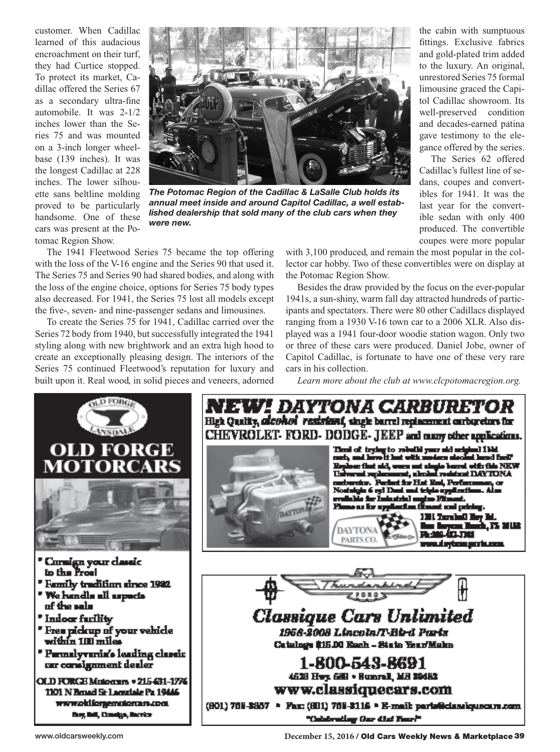customer. When Cadillac learned of this audacious encroachment on their turf, they had Curtice stopped. To protect its market, Cadillac offered the Series 67 as a secondary ultra-fine automobile. It was 2-1/2 inches lower than the Series 75 and was mounted on a 3-inch longer wheelbase (139 inches). It was the longest Cadillac at 228 inches. The lower silhouette sans beltline molding proved to be particularly handsome. One of these cars was present at the Potomac Region Show.

*The Potomac Region of the Cadillac & LaSalle Club holds its annual meet inside and around Capitol Cadillac, a well established dealership that sold many of the club cars when they were new.*

The 1941 Fleetwood Series 75 became the top offering with the loss of the V-16 engine and the Series 90 that used it. The Series 75 and Series 90 had shared bodies, and along with the loss of the engine choice, options for Series 75 body types also decreased. For 1941, the Series 75 lost all models except the five-, seven- and nine-passenger sedans and limousines.

To create the Series 75 for 1941, Cadillac carried over the Series 72 body from 1940, but successfully integrated the 1941 styling along with new brightwork and an extra high hood to create an exceptionally pleasing design. The interiors of the Series 75 continued Fleetwood's reputation for luxury and built upon it. Real wood, in solid pieces and veneers, adorned the cabin with sumptuous fittings. Exclusive fabrics and gold-plated trim added to the luxury. An original, unrestored Series 75 formal limousine graced the Capitol Cadillac showroom. Its well-preserved condition and decades-earned patina gave testimony to the elegance offered by the series.

The Series 62 offered Cadillac's fullest line of sedans, coupes and convertibles for 1941. It was the last year for the convertible sedan with only 400 produced. The convertible coupes were more popular with 3,100 produced, and remain the most popular in the collector car hobby. Two of these convertibles were on display at the Potomac Region Show.

Besides the draw provided by the focus on the ever-popular 1941s, a sun-shiny, warm fall day attracted hundreds of participants and spectators. There were 80 other Cadillacs displayed ranging from a 1930 V-16 town car to a 2006 XLR. Also displayed was a 1941 four-door woodie station wagon. Only two or three of these cars were produced. Daniel Jobe, owner of Capitol Cadillac, is fortunate to have one of these very rare cars in his collection.

*Learn more about the club at www.clcpotomacregion.org.*

**OLD FORGE MOTORCARS**

- Consign your classic to the Pros!
- Family tradition since 1982
- We handle all aspects of the sale
- Indoor facility
- Free pickup of your vehicle within 100 miles
- Pennsylvania's leading classic car consignment dealer

OLD FORGE Motorcars • 215-631-1776
1101 N Broad St Lansdale Pa 19446
www.oldforgemotorcars.com
Buy, Sell, Consign, Service

**NEW! DAYTONA CARBURETOR**

High Quality, alcohol resistant, single barrel replacement carburetors for CHEVROLET- FORD- DODGE- JEEP and many other applications.

Tired of trying to rebuild your old original 1bbl carb, and have it last with modern alcohol laced fuel? Replace that old, worn out single barrel with this NEW Universal replacement, alcohol resistant DAYTONA carburetor. Perfect for Hot Rod, Performance, or Nostalgia 6 cyl Dual and triple applications. Also available for Industrial engine Fitment. Phone us for application fitment and pricing.

DAYTONA PARTS CO.

1191 Turnbull Bay Rd.
New Smyrna Beach, FL 32168
Ph:386-427-7108
www.daytonaparts.com

**Classique Cars Unlimited**

1958-2008 Lincoln/T-Bird Parts
Catalogs $15.00 Each – State Year/Make

1-800-543-8691

4520 Hwy. 680 • Sumrall, MS 39482
www.classiquecars.com
(601) 758-3557 • Fax: (601) 758-3118 • E-mail: parts@classiquecars.com
"Celebrating Our 41st Year!"